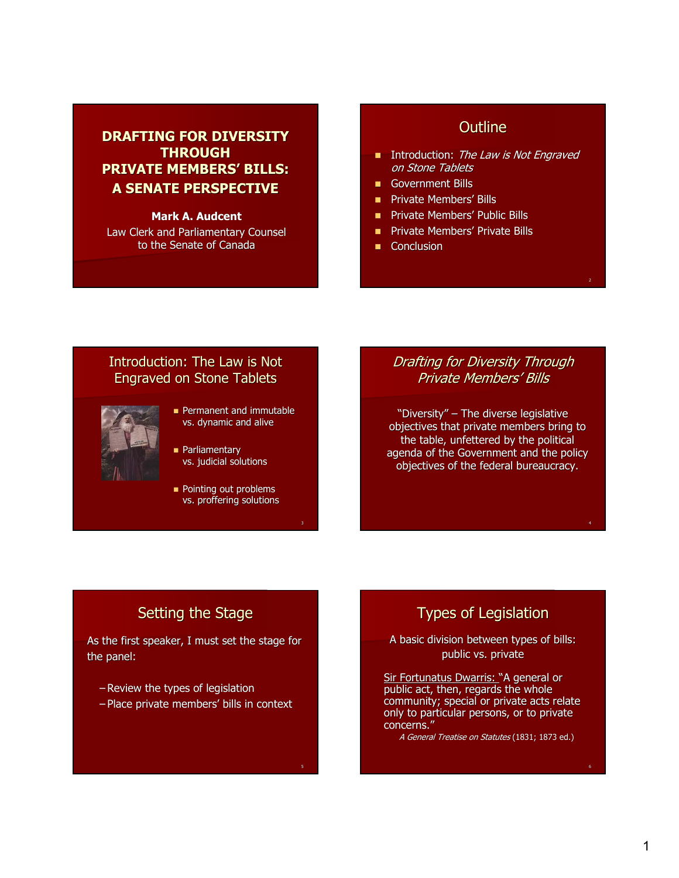# DRAFTING FOR DIVERSITY THROUGH PRIVATE MEMBERS' BILLS: A SENATE PERSPECTIVE

**Mark A. Audcent**
Law Clerk and Parliamentary Counsel to the Senate of Canada

## Outline

- Introduction: *The Law is Not Engraved on Stone Tablets*
- Government Bills
- Private Members' Bills
- Private Members' Public Bills
- Private Members' Private Bills
- Conclusion

## Introduction: The Law is Not Engraved on Stone Tablets

- Permanent and immutable vs. dynamic and alive
- Parliamentary vs. judicial solutions
- Pointing out problems vs. proffering solutions

## *Drafting for Diversity Through Private Members' Bills*

"Diversity" – The diverse legislative objectives that private members bring to the table, unfettered by the political agenda of the Government and the policy objectives of the federal bureaucracy.

## Setting the Stage

As the first speaker, I must set the stage for the panel:

- Review the types of legislation
- Place private members' bills in context

## Types of Legislation

A basic division between types of bills: public vs. private

Sir Fortunatus Dwarris: "A general or public act, then, regards the whole community; special or private acts relate only to particular persons, or to private concerns."

*A General Treatise on Statutes* (1831; 1873 ed.)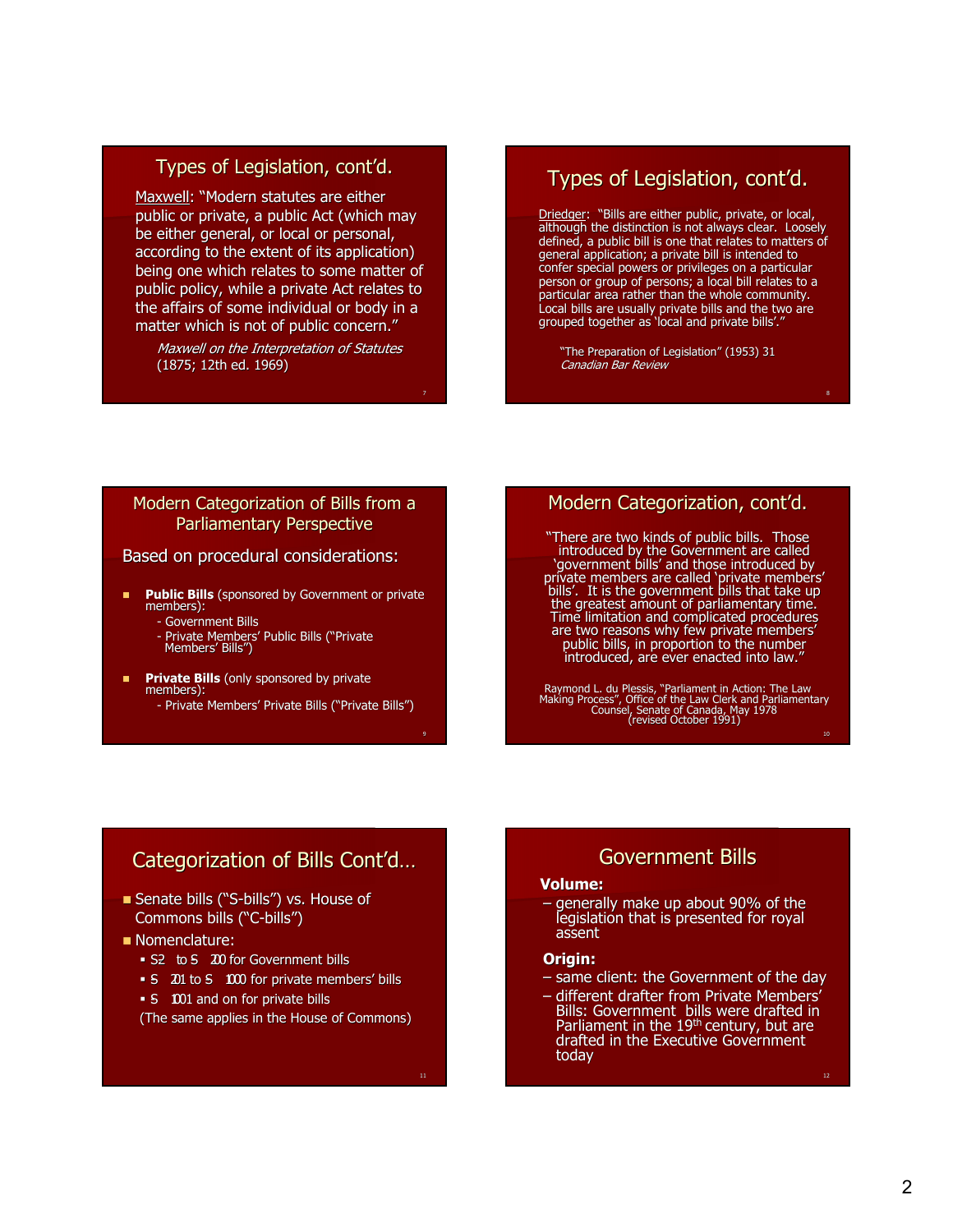## Types of Legislation, cont'd.

Maxwell: "Modern statutes are either public or private, a public Act (which may be either general, or local or personal, according to the extent of its application) being one which relates to some matter of public policy, while a private Act relates to the affairs of some individual or body in a matter which is not of public concern."

*Maxwell on the Interpretation of Statutes* (1875; 12th ed. 1969)

## Types of Legislation, cont'd.

Driedger: "Bills are either public, private, or local, although the distinction is not always clear. Loosely defined, a public bill is one that relates to matters of general application; a private bill is intended to confer special powers or privileges on a particular person or group of persons; a local bill relates to a particular area rather than the whole community. Local bills are usually private bills and the two are grouped together as 'local and private bills'."

"The Preparation of Legislation" (1953) 31 *Canadian Bar Review*

## Modern Categorization of Bills from a Parliamentary Perspective

Based on procedural considerations:

- **Public Bills** (sponsored by Government or private members):
  - Government Bills
  - Private Members' Public Bills ("Private Members' Bills")
- **Private Bills** (only sponsored by private members):
  - Private Members' Private Bills ("Private Bills")

## Modern Categorization, cont'd.

"There are two kinds of public bills. Those introduced by the Government are called 'government bills' and those introduced by private members are called 'private members' bills'. It is the government bills that take up the greatest amount of parliamentary time. Time limitation and complicated procedures are two reasons why few private members' public bills, in proportion to the number introduced, are ever enacted into law."

Raymond L. du Plessis, "Parliament in Action: The Law Making Process", Office of the Law Clerk and Parliamentary Counsel, Senate of Canada, May 1978 (revised October 1991)

## Categorization of Bills Cont'd…

- Senate bills ("S-bills") vs. House of Commons bills ("C-bills")
- Nomenclature:
  - S2 to S 200 for Government bills
  - S 201 to S 1000 for private members' bills
  - S 1001 and on for private bills

(The same applies in the House of Commons)

## Government Bills

**Volume:**

- generally make up about 90% of the legislation that is presented for royal assent

**Origin:**

- same client: the Government of the day
- different drafter from Private Members' Bills: Government bills were drafted in Parliament in the 19th century, but are drafted in the Executive Government today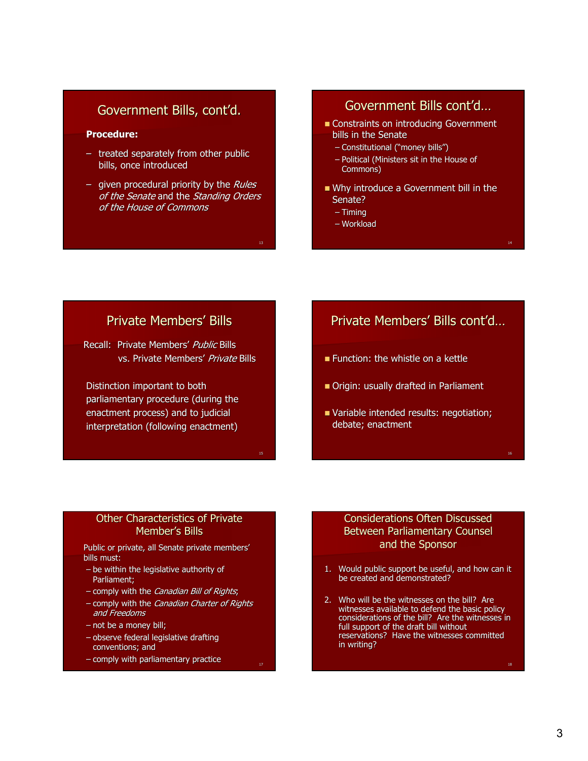## Government Bills, cont'd.

**Procedure:**

- treated separately from other public bills, once introduced
- given procedural priority by the *Rules of the Senate* and the *Standing Orders of the House of Commons*

## Government Bills cont'd…

- Constraints on introducing Government bills in the Senate
  - Constitutional ("money bills")
  - Political (Ministers sit in the House of Commons)
- Why introduce a Government bill in the Senate?
  - Timing
  - Workload

## Private Members' Bills

Recall: Private Members' *Public* Bills vs. Private Members' *Private* Bills

Distinction important to both parliamentary procedure (during the enactment process) and to judicial interpretation (following enactment)

## Private Members' Bills cont'd…

- Function: the whistle on a kettle
- Origin: usually drafted in Parliament
- Variable intended results: negotiation; debate; enactment

## Other Characteristics of Private Member's Bills

Public or private, all Senate private members' bills must:

- be within the legislative authority of Parliament;
- comply with the *Canadian Bill of Rights*;
- comply with the *Canadian Charter of Rights and Freedoms*
- not be a money bill;
- observe federal legislative drafting conventions; and
- comply with parliamentary practice

## Considerations Often Discussed Between Parliamentary Counsel and the Sponsor

1. Would public support be useful, and how can it be created and demonstrated?
2. Who will be the witnesses on the bill? Are witnesses available to defend the basic policy considerations of the bill? Are the witnesses in full support of the draft bill without reservations? Have the witnesses committed in writing?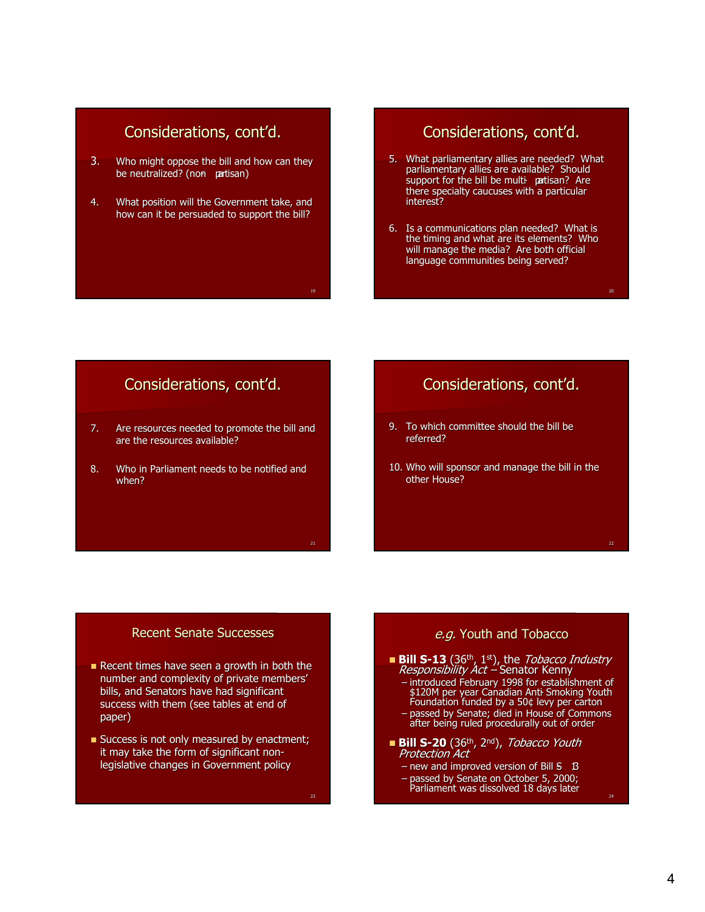## Considerations, cont'd.

3. Who might oppose the bill and how can they be neutralized? (non-partisan)

4. What position will the Government take, and how can it be persuaded to support the bill?

## Considerations, cont'd.

5. What parliamentary allies are needed? What parliamentary allies are available? Should support for the bill be multi-partisan? Are there specialty caucuses with a particular interest?

6. Is a communications plan needed? What is the timing and what are its elements? Who will manage the media? Are both official language communities being served?

## Considerations, cont'd.

7. Are resources needed to promote the bill and are the resources available?

8. Who in Parliament needs to be notified and when?

## Considerations, cont'd.

9. To which committee should the bill be referred?

10. Who will sponsor and manage the bill in the other House?

## Recent Senate Successes

- Recent times have seen a growth in both the number and complexity of private members' bills, and Senators have had significant success with them (see tables at end of paper)
- Success is not only measured by enactment; it may take the form of significant non-legislative changes in Government policy

## *e.g.* Youth and Tobacco

- **Bill S-13** (36th, 1st), the *Tobacco Industry Responsibility Act* – Senator Kenny
  - introduced February 1998 for establishment of $120M per year Canadian Anti-Smoking Youth Foundation funded by a 50¢ levy per carton
  - passed by Senate; died in House of Commons after being ruled procedurally out of order
- **Bill S-20** (36th, 2nd), *Tobacco Youth Protection Act*
  - new and improved version of Bill S-13
  - passed by Senate on October 5, 2000; Parliament was dissolved 18 days later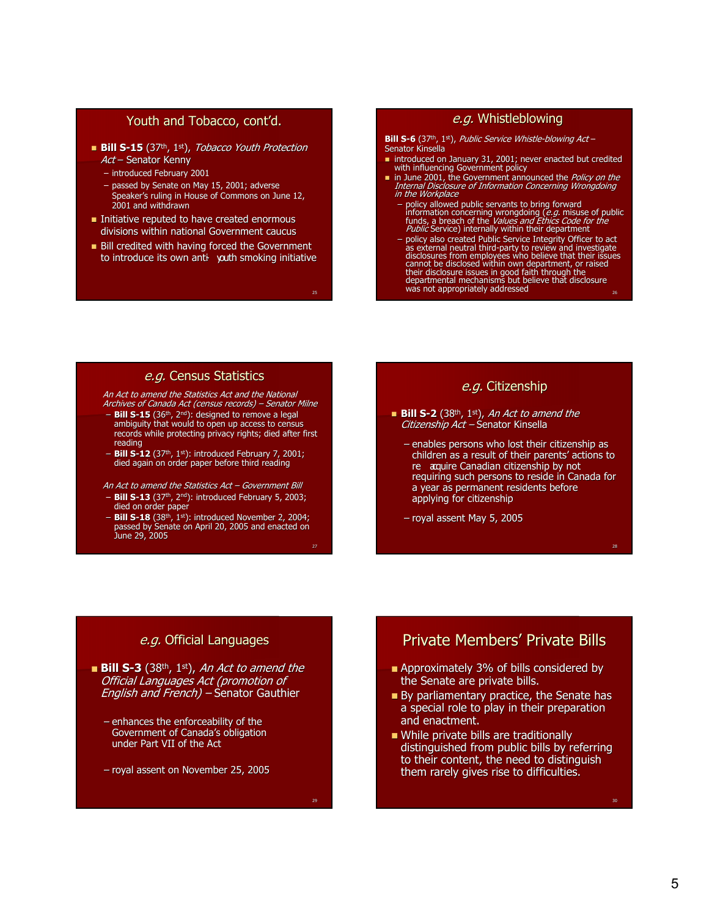## Youth and Tobacco, cont'd.

- **Bill S-15** (37th, 1st), *Tobacco Youth Protection Act* – Senator Kenny
  - introduced February 2001
  - passed by Senate on May 15, 2001; adverse Speaker's ruling in House of Commons on June 12, 2001 and withdrawn
- Initiative reputed to have created enormous divisions within national Government caucus
- Bill credited with having forced the Government to introduce its own anti-youth smoking initiative

## *e.g.* Whistleblowing

**Bill S-6** (37th, 1st), *Public Service Whistle-blowing Act* – Senator Kinsella

- introduced on January 31, 2001; never enacted but credited with influencing Government policy
- in June 2001, the Government announced the *Policy on the Internal Disclosure of Information Concerning Wrongdoing in the Workplace*
  - policy allowed public servants to bring forward information concerning wrongdoing (*e.g.* misuse of public funds, a breach of the *Values and Ethics Code for the Public* Service) internally within their department
  - policy also created Public Service Integrity Officer to act as external neutral third-party to review and investigate disclosures from employees who believe that their issues cannot be disclosed within own department, or raised their disclosure issues in good faith through the departmental mechanisms but believe that disclosure was not appropriately addressed

## *e.g.* Census Statistics

*An Act to amend the Statistics Act and the National Archives of Canada Act (census records) – Senator Milne*

- **Bill S-15** (36th, 2nd): designed to remove a legal ambiguity that would to open up access to census records while protecting privacy rights; died after first reading
- **Bill S-12** (37th, 1st): introduced February 7, 2001; died again on order paper before third reading

*An Act to amend the Statistics Act – Government Bill*

- **Bill S-13** (37th, 2nd): introduced February 5, 2003; died on order paper
- **Bill S-18** (38th, 1st): introduced November 2, 2004; passed by Senate on April 20, 2005 and enacted on June 29, 2005

## *e.g.* Citizenship

- **Bill S-2** (38th, 1st), *An Act to amend the Citizenship Act* – Senator Kinsella
  - enables persons who lost their citizenship as children as a result of their parents' actions to re-acquire Canadian citizenship by not requiring such persons to reside in Canada for a year as permanent residents before applying for citizenship
  - royal assent May 5, 2005

## *e.g.* Official Languages

- **Bill S-3** (38th, 1st), *An Act to amend the Official Languages Act (promotion of English and French)* – Senator Gauthier
  - enhances the enforceability of the Government of Canada's obligation under Part VII of the Act
  - royal assent on November 25, 2005

## Private Members' Private Bills

- Approximately 3% of bills considered by the Senate are private bills.
- By parliamentary practice, the Senate has a special role to play in their preparation and enactment.
- While private bills are traditionally distinguished from public bills by referring to their content, the need to distinguish them rarely gives rise to difficulties.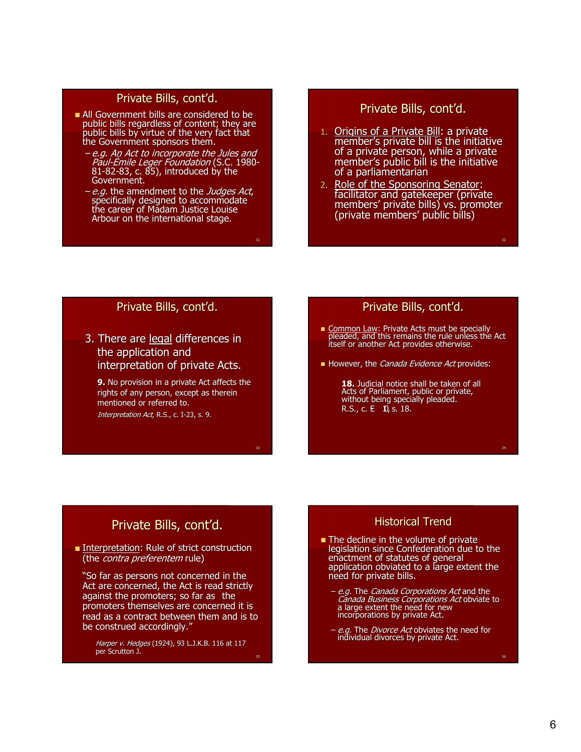## Private Bills, cont'd.

- All Government bills are considered to be public bills regardless of content; they are public bills by virtue of the very fact that the Government sponsors them.
  - *e.g. An Act to incorporate the Jules and Paul-Émile Léger Foundation* (S.C. 1980-81-82-83, c. 85), introduced by the Government.
  - *e.g.* the amendment to the *Judges Act*, specifically designed to accommodate the career of Madam Justice Louise Arbour on the international stage.

## Private Bills, cont'd.

1. Origins of a Private Bill: a private member's private bill is the initiative of a private person, while a private member's public bill is the initiative of a parliamentarian
2. Role of the Sponsoring Senator: facilitator and gatekeeper (private members' private bills) vs. promoter (private members' public bills)

## Private Bills, cont'd.

3. There are legal differences in the application and interpretation of private Acts.

> **9.** No provision in a private Act affects the rights of any person, except as therein mentioned or referred to.
>
> *Interpretation Act*, R.S., c. I-23, s. 9.

## Private Bills, cont'd.

- Common Law: Private Acts must be specially pleaded, and this remains the rule unless the Act itself or another Act provides otherwise.
- However, the *Canada Evidence Act* provides:

> **18.** Judicial notice shall be taken of all Acts of Parliament, public or private, without being specially pleaded.
> R.S., c. E-10, s. 18.

## Private Bills, cont'd.

- Interpretation: Rule of strict construction (the *contra preferentem* rule)

"So far as persons not concerned in the Act are concerned, the Act is read strictly against the promoters; so far as the promoters themselves are concerned it is read as a contract between them and is to be construed accordingly."

*Harper v. Hedges* (1924), 93 L.J.K.B. 116 at 117 per Scrutton J.

## Historical Trend

- The decline in the volume of private legislation since Confederation due to the enactment of statutes of general application obviated to a large extent the need for private bills.
  - *e.g.* The *Canada Corporations Act* and the *Canada Business Corporations Act* obviate to a large extent the need for new incorporations by private Act.
  - *e.g.* The *Divorce Act* obviates the need for individual divorces by private Act.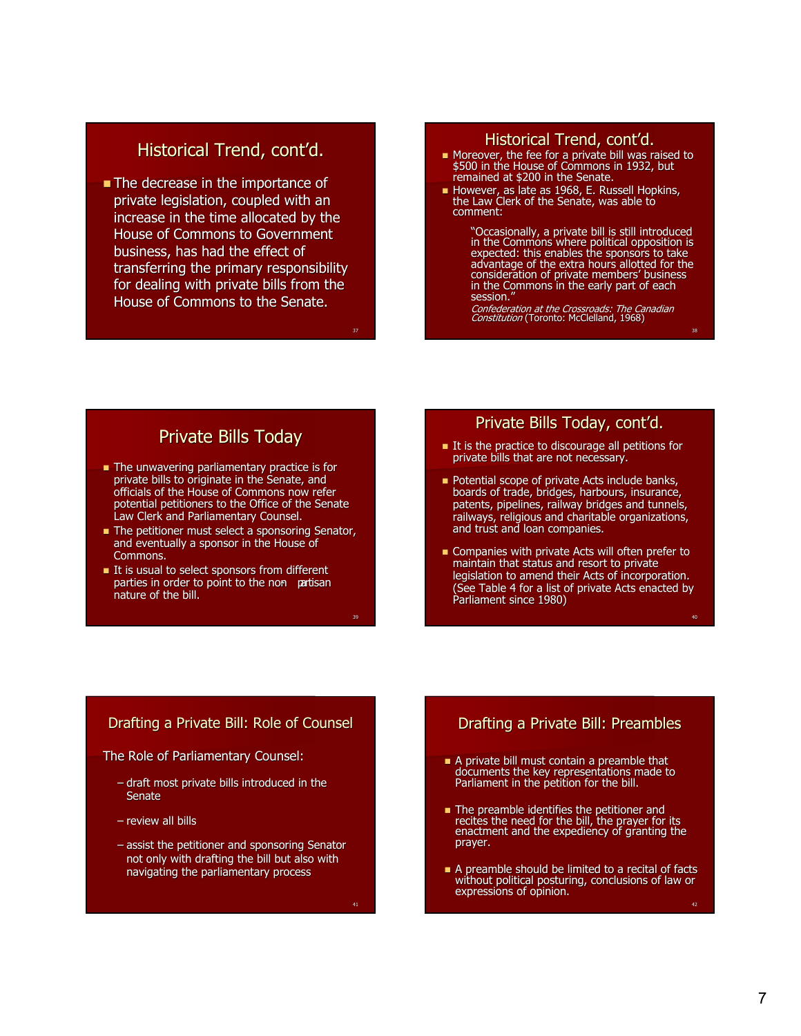## Historical Trend, cont'd.

- The decrease in the importance of private legislation, coupled with an increase in the time allocated by the House of Commons to Government business, has had the effect of transferring the primary responsibility for dealing with private bills from the House of Commons to the Senate.

## Historical Trend, cont'd.

- Moreover, the fee for a private bill was raised to $500 in the House of Commons in 1932, but remained at $200 in the Senate.
- However, as late as 1968, E. Russell Hopkins, the Law Clerk of the Senate, was able to comment:

  "Occasionally, a private bill is still introduced in the Commons where political opposition is expected: this enables the sponsors to take advantage of the extra hours allotted for the consideration of private members' business in the Commons in the early part of each session."
  *Confederation at the Crossroads: The Canadian Constitution* (Toronto: McClelland, 1968)

## Private Bills Today

- The unwavering parliamentary practice is for private bills to originate in the Senate, and officials of the House of Commons now refer potential petitioners to the Office of the Senate Law Clerk and Parliamentary Counsel.
- The petitioner must select a sponsoring Senator, and eventually a sponsor in the House of Commons.
- It is usual to select sponsors from different parties in order to point to the non-partisan nature of the bill.

## Private Bills Today, cont'd.

- It is the practice to discourage all petitions for private bills that are not necessary.
- Potential scope of private Acts include banks, boards of trade, bridges, harbours, insurance, patents, pipelines, railway bridges and tunnels, railways, religious and charitable organizations, and trust and loan companies.
- Companies with private Acts will often prefer to maintain that status and resort to private legislation to amend their Acts of incorporation. (See Table 4 for a list of private Acts enacted by Parliament since 1980)

## Drafting a Private Bill: Role of Counsel

The Role of Parliamentary Counsel:

- draft most private bills introduced in the Senate
- review all bills
- assist the petitioner and sponsoring Senator not only with drafting the bill but also with navigating the parliamentary process

## Drafting a Private Bill: Preambles

- A private bill must contain a preamble that documents the key representations made to Parliament in the petition for the bill.
- The preamble identifies the petitioner and recites the need for the bill, the prayer for its enactment and the expediency of granting the prayer.
- A preamble should be limited to a recital of facts without political posturing, conclusions of law or expressions of opinion.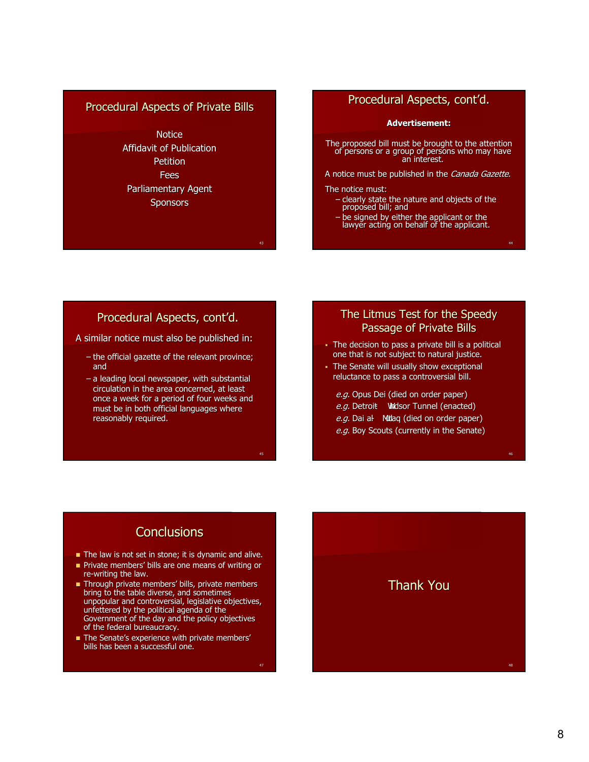## Procedural Aspects of Private Bills

Notice
Affidavit of Publication
Petition
Fees
Parliamentary Agent
Sponsors

## Procedural Aspects, cont'd.

**Advertisement:**

The proposed bill must be brought to the attention of persons or a group of persons who may have an interest.

A notice must be published in the *Canada Gazette*.

The notice must:

- clearly state the nature and objects of the proposed bill; and
- be signed by either the applicant or the lawyer acting on behalf of the applicant.

## Procedural Aspects, cont'd.

A similar notice must also be published in:

- the official gazette of the relevant province; and
- a leading local newspaper, with substantial circulation in the area concerned, at least once a week for a period of four weeks and must be in both official languages where reasonably required.

## The Litmus Test for the Speedy Passage of Private Bills

- The decision to pass a private bill is a political one that is not subject to natural justice.
- The Senate will usually show exceptional reluctance to pass a controversial bill.

*e.g.* Opus Dei (died on order paper)
*e.g.* Detroit-Windsor Tunnel (enacted)
*e.g.* Dai al-Mitaq (died on order paper)
*e.g.* Boy Scouts (currently in the Senate)

## Conclusions

- The law is not set in stone; it is dynamic and alive.
- Private members' bills are one means of writing or re-writing the law.
- Through private members' bills, private members bring to the table diverse, and sometimes unpopular and controversial, legislative objectives, unfettered by the political agenda of the Government of the day and the policy objectives of the federal bureaucracy.
- The Senate's experience with private members' bills has been a successful one.

## Thank You